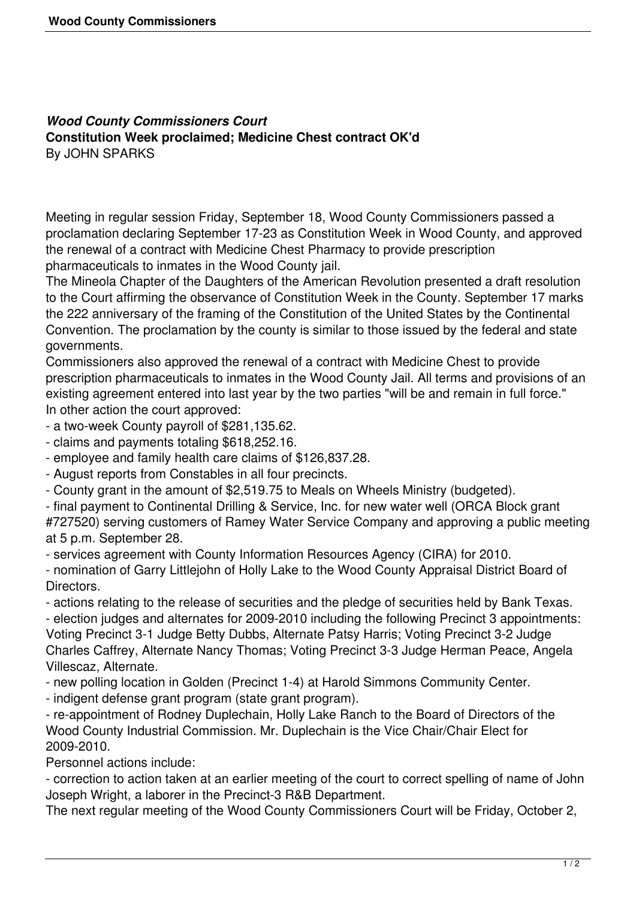***Wood County Commissioners Court***
**Constitution Week proclaimed; Medicine Chest contract OK'd**
By JOHN SPARKS

Meeting in regular session Friday, September 18, Wood County Commissioners passed a proclamation declaring September 17-23 as Constitution Week in Wood County, and approved the renewal of a contract with Medicine Chest Pharmacy to provide prescription pharmaceuticals to inmates in the Wood County jail.

The Mineola Chapter of the Daughters of the American Revolution presented a draft resolution to the Court affirming the observance of Constitution Week in the County. September 17 marks the 222 anniversary of the framing of the Constitution of the United States by the Continental Convention. The proclamation by the county is similar to those issued by the federal and state governments.

Commissioners also approved the renewal of a contract with Medicine Chest to provide prescription pharmaceuticals to inmates in the Wood County Jail. All terms and provisions of an existing agreement entered into last year by the two parties "will be and remain in full force."

In other action the court approved:

- a two-week County payroll of $281,135.62.
- claims and payments totaling $618,252.16.
- employee and family health care claims of $126,837.28.
- August reports from Constables in all four precincts.
- County grant in the amount of $2,519.75 to Meals on Wheels Ministry (budgeted).
- final payment to Continental Drilling & Service, Inc. for new water well (ORCA Block grant #727520) serving customers of Ramey Water Service Company and approving a public meeting at 5 p.m. September 28.
- services agreement with County Information Resources Agency (CIRA) for 2010.
- nomination of Garry Littlejohn of Holly Lake to the Wood County Appraisal District Board of Directors.
- actions relating to the release of securities and the pledge of securities held by Bank Texas.
- election judges and alternates for 2009-2010 including the following Precinct 3 appointments: Voting Precinct 3-1 Judge Betty Dubbs, Alternate Patsy Harris; Voting Precinct 3-2 Judge Charles Caffrey, Alternate Nancy Thomas; Voting Precinct 3-3 Judge Herman Peace, Angela Villescaz, Alternate.
- new polling location in Golden (Precinct 1-4) at Harold Simmons Community Center.
- indigent defense grant program (state grant program).
- re-appointment of Rodney Duplechain, Holly Lake Ranch to the Board of Directors of the Wood County Industrial Commission. Mr. Duplechain is the Vice Chair/Chair Elect for 2009-2010.

Personnel actions include:

- correction to action taken at an earlier meeting of the court to correct spelling of name of John Joseph Wright, a laborer in the Precinct-3 R&B Department.

The next regular meeting of the Wood County Commissioners Court will be Friday, October 2,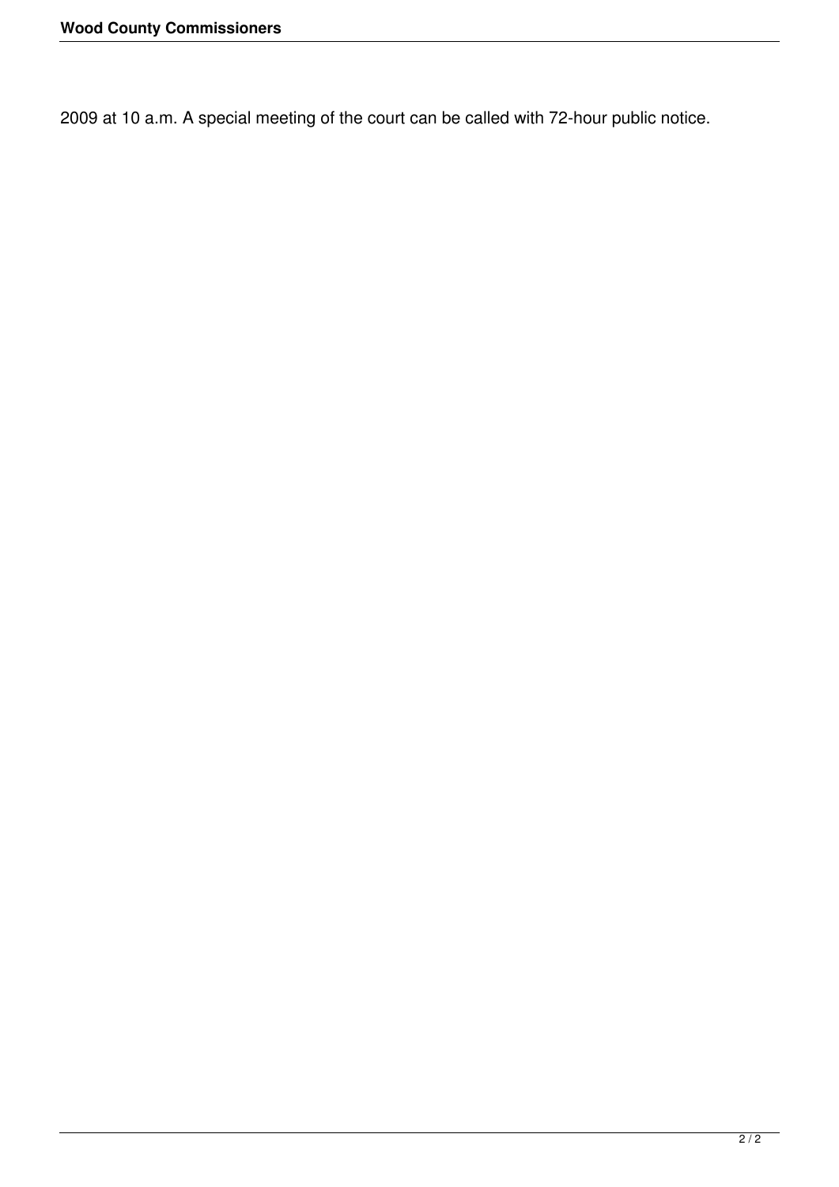2009 at 10 a.m. A special meeting of the court can be called with 72-hour public notice.